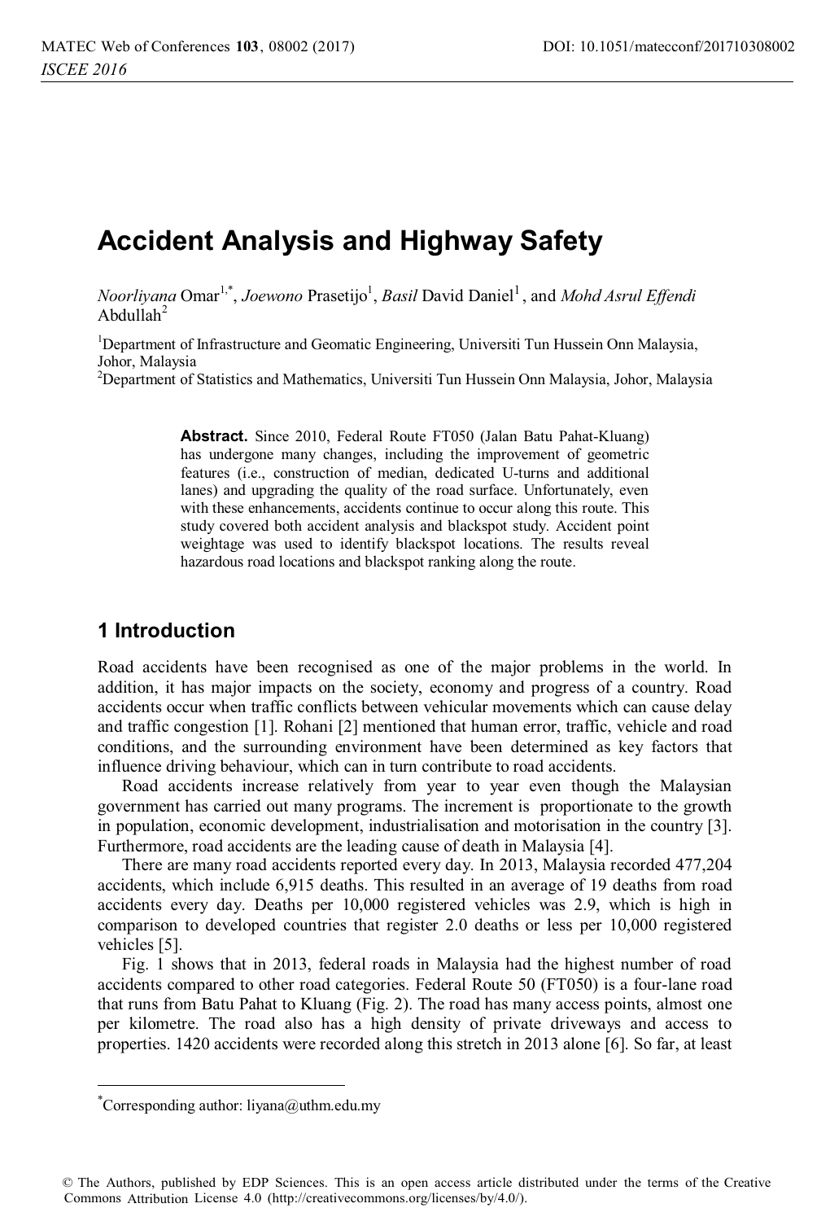# Accident Analysis and Highway Safety

*Noorliyana* Omar[1,*], *Joewono* Prasetijo[1], *Basil* David Daniel[1], and *Mohd Asrul Effendi* Abdullah[2]

[1]Department of Infrastructure and Geomatic Engineering, Universiti Tun Hussein Onn Malaysia, Johor, Malaysia

[2]Department of Statistics and Mathematics, Universiti Tun Hussein Onn Malaysia, Johor, Malaysia

**Abstract.** Since 2010, Federal Route FT050 (Jalan Batu Pahat-Kluang) has undergone many changes, including the improvement of geometric features (i.e., construction of median, dedicated U-turns and additional lanes) and upgrading the quality of the road surface. Unfortunately, even with these enhancements, accidents continue to occur along this route. This study covered both accident analysis and blackspot study. Accident point weightage was used to identify blackspot locations. The results reveal hazardous road locations and blackspot ranking along the route.

## 1 Introduction

Road accidents have been recognised as one of the major problems in the world. In addition, it has major impacts on the society, economy and progress of a country. Road accidents occur when traffic conflicts between vehicular movements which can cause delay and traffic congestion [1]. Rohani [2] mentioned that human error, traffic, vehicle and road conditions, and the surrounding environment have been determined as key factors that influence driving behaviour, which can in turn contribute to road accidents.

Road accidents increase relatively from year to year even though the Malaysian government has carried out many programs. The increment is proportionate to the growth in population, economic development, industrialisation and motorisation in the country [3]. Furthermore, road accidents are the leading cause of death in Malaysia [4].

There are many road accidents reported every day. In 2013, Malaysia recorded 477,204 accidents, which include 6,915 deaths. This resulted in an average of 19 deaths from road accidents every day. Deaths per 10,000 registered vehicles was 2.9, which is high in comparison to developed countries that register 2.0 deaths or less per 10,000 registered vehicles [5].

Fig. 1 shows that in 2013, federal roads in Malaysia had the highest number of road accidents compared to other road categories. Federal Route 50 (FT050) is a four-lane road that runs from Batu Pahat to Kluang (Fig. 2). The road has many access points, almost one per kilometre. The road also has a high density of private driveways and access to properties. 1420 accidents were recorded along this stretch in 2013 alone [6]. So far, at least

[*]Corresponding author: liyana@uthm.edu.my

© The Authors, published by EDP Sciences. This is an open access article distributed under the terms of the Creative Commons Attribution License 4.0 (http://creativecommons.org/licenses/by/4.0/).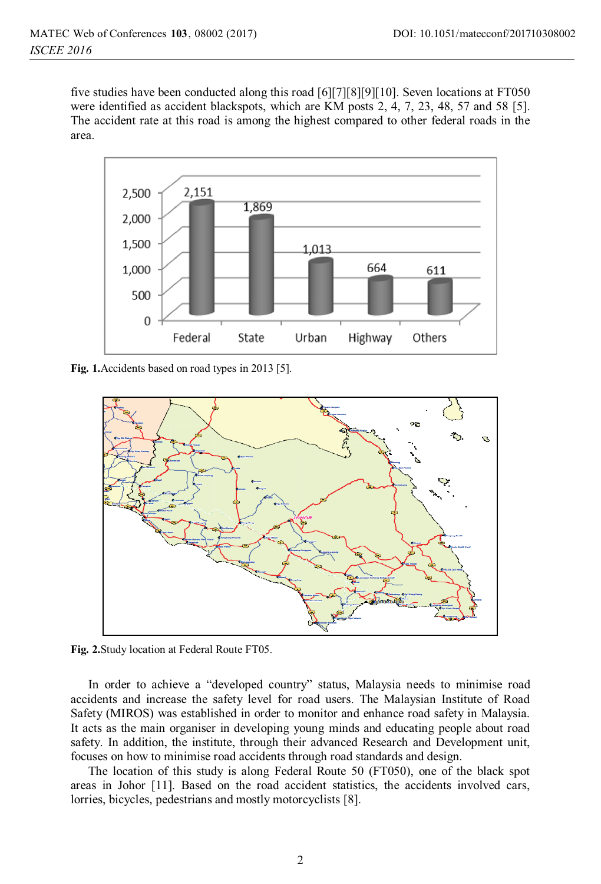five studies have been conducted along this road [6][7][8][9][10]. Seven locations at FT050 were identified as accident blackspots, which are KM posts 2, 4, 7, 23, 48, 57 and 58 [5]. The accident rate at this road is among the highest compared to other federal roads in the area.

**Fig. 1.** Accidents based on road types in 2013 [5].

**Fig. 2.** Study location at Federal Route FT05.

In order to achieve a "developed country" status, Malaysia needs to minimise road accidents and increase the safety level for road users. The Malaysian Institute of Road Safety (MIROS) was established in order to monitor and enhance road safety in Malaysia. It acts as the main organiser in developing young minds and educating people about road safety. In addition, the institute, through their advanced Research and Development unit, focuses on how to minimise road accidents through road standards and design.

The location of this study is along Federal Route 50 (FT050), one of the black spot areas in Johor [11]. Based on the road accident statistics, the accidents involved cars, lorries, bicycles, pedestrians and mostly motorcyclists [8].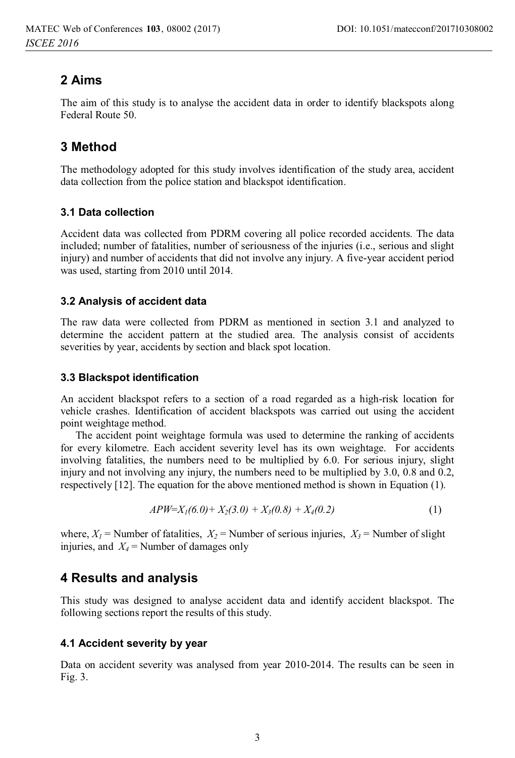## 2 Aims

The aim of this study is to analyse the accident data in order to identify blackspots along Federal Route 50.

## 3 Method

The methodology adopted for this study involves identification of the study area, accident data collection from the police station and blackspot identification.

### 3.1 Data collection

Accident data was collected from PDRM covering all police recorded accidents. The data included; number of fatalities, number of seriousness of the injuries (i.e., serious and slight injury) and number of accidents that did not involve any injury. A five-year accident period was used, starting from 2010 until 2014.

### 3.2 Analysis of accident data

The raw data were collected from PDRM as mentioned in section 3.1 and analyzed to determine the accident pattern at the studied area. The analysis consist of accidents severities by year, accidents by section and black spot location.

### 3.3 Blackspot identification

An accident blackspot refers to a section of a road regarded as a high-risk location for vehicle crashes. Identification of accident blackspots was carried out using the accident point weightage method.

The accident point weightage formula was used to determine the ranking of accidents for every kilometre. Each accident severity level has its own weightage. For accidents involving fatalities, the numbers need to be multiplied by 6.0. For serious injury, slight injury and not involving any injury, the numbers need to be multiplied by 3.0, 0.8 and 0.2, respectively [12]. The equation for the above mentioned method is shown in Equation (1).

$$APW = X_1(6.0) + X_2(3.0) + X_3(0.8) + X_4(0.2) \tag{1}$$

where, $X_1$ = Number of fatalities, $X_2$ = Number of serious injuries, $X_3$ = Number of slight injuries, and $X_4$ = Number of damages only

## 4 Results and analysis

This study was designed to analyse accident data and identify accident blackspot. The following sections report the results of this study.

### 4.1 Accident severity by year

Data on accident severity was analysed from year 2010-2014. The results can be seen in Fig. 3.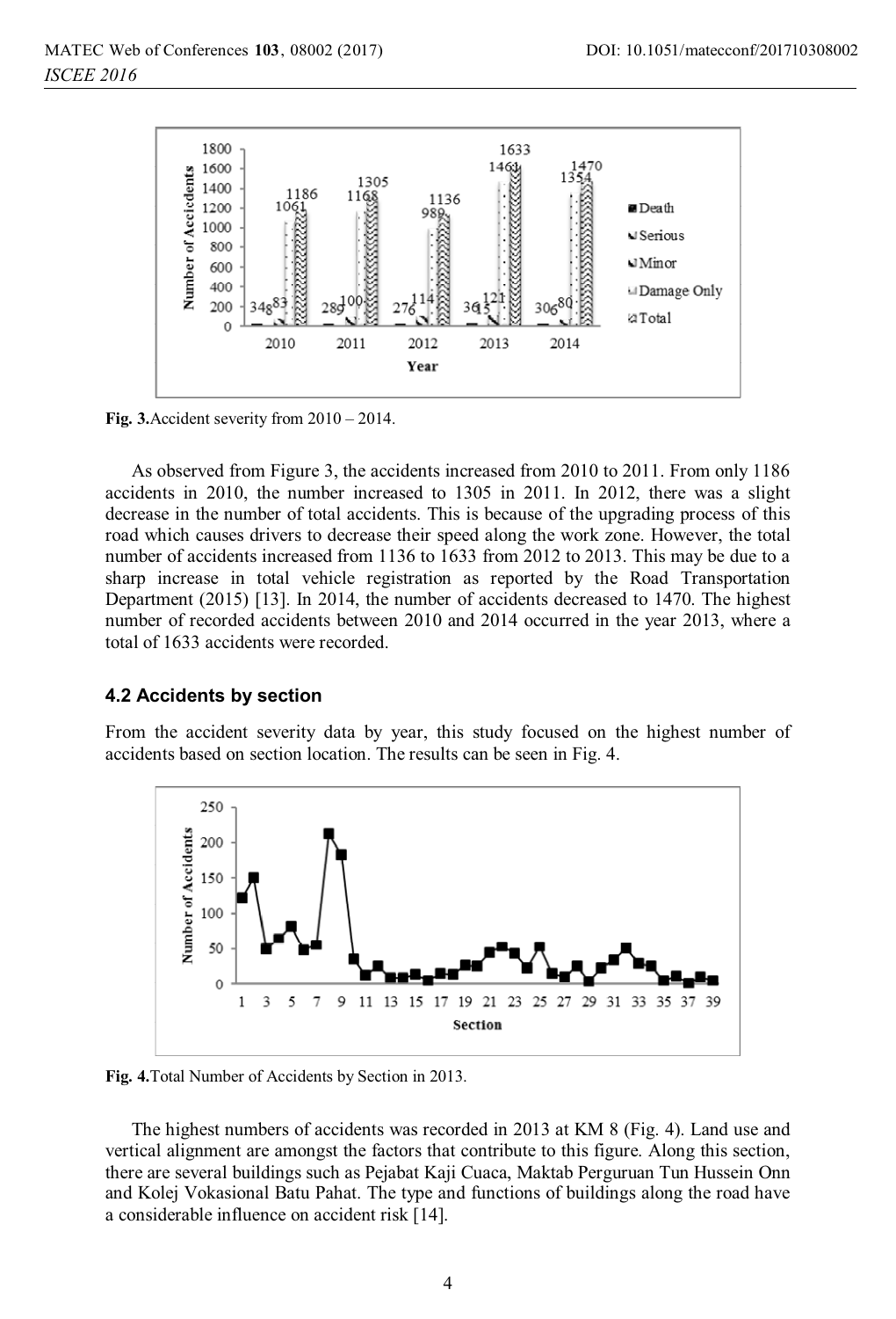Fig. 3.Accident severity from 2010 – 2014.

As observed from Figure 3, the accidents increased from 2010 to 2011. From only 1186 accidents in 2010, the number increased to 1305 in 2011. In 2012, there was a slight decrease in the number of total accidents. This is because of the upgrading process of this road which causes drivers to decrease their speed along the work zone. However, the total number of accidents increased from 1136 to 1633 from 2012 to 2013. This may be due to a sharp increase in total vehicle registration as reported by the Road Transportation Department (2015) [13]. In 2014, the number of accidents decreased to 1470. The highest number of recorded accidents between 2010 and 2014 occurred in the year 2013, where a total of 1633 accidents were recorded.

### 4.2 Accidents by section

From the accident severity data by year, this study focused on the highest number of accidents based on section location. The results can be seen in Fig. 4.

Fig. 4.Total Number of Accidents by Section in 2013.

The highest numbers of accidents was recorded in 2013 at KM 8 (Fig. 4). Land use and vertical alignment are amongst the factors that contribute to this figure. Along this section, there are several buildings such as Pejabat Kaji Cuaca, Maktab Perguruan Tun Hussein Onn and Kolej Vokasional Batu Pahat. The type and functions of buildings along the road have a considerable influence on accident risk [14].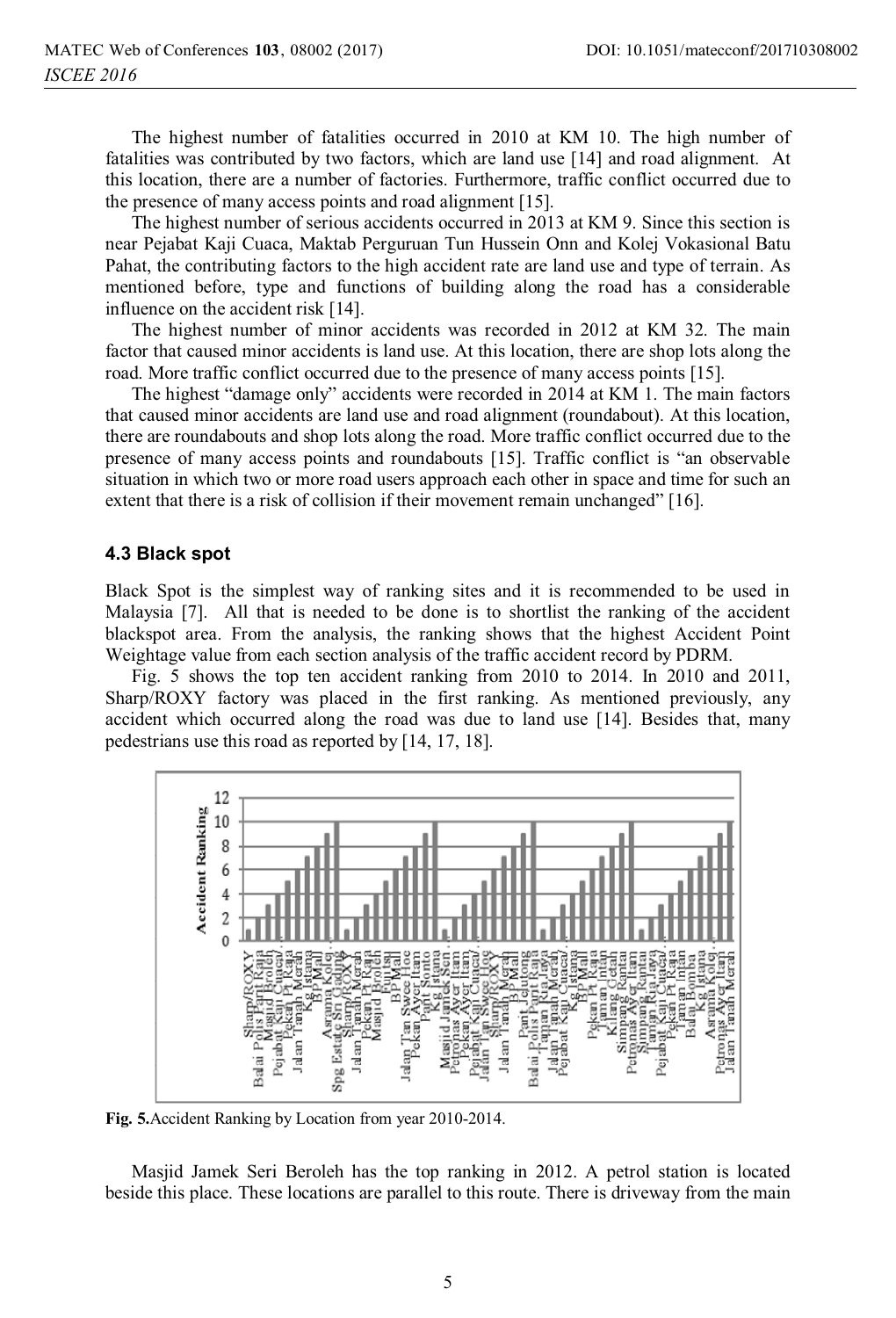The highest number of fatalities occurred in 2010 at KM 10. The high number of fatalities was contributed by two factors, which are land use [14] and road alignment. At this location, there are a number of factories. Furthermore, traffic conflict occurred due to the presence of many access points and road alignment [15].

The highest number of serious accidents occurred in 2013 at KM 9. Since this section is near Pejabat Kaji Cuaca, Maktab Perguruan Tun Hussein Onn and Kolej Vokasional Batu Pahat, the contributing factors to the high accident rate are land use and type of terrain. As mentioned before, type and functions of building along the road has a considerable influence on the accident risk [14].

The highest number of minor accidents was recorded in 2012 at KM 32. The main factor that caused minor accidents is land use. At this location, there are shop lots along the road. More traffic conflict occurred due to the presence of many access points [15].

The highest "damage only" accidents were recorded in 2014 at KM 1. The main factors that caused minor accidents are land use and road alignment (roundabout). At this location, there are roundabouts and shop lots along the road. More traffic conflict occurred due to the presence of many access points and roundabouts [15]. Traffic conflict is "an observable situation in which two or more road users approach each other in space and time for such an extent that there is a risk of collision if their movement remain unchanged" [16].

### 4.3 Black spot

Black Spot is the simplest way of ranking sites and it is recommended to be used in Malaysia [7]. All that is needed to be done is to shortlist the ranking of the accident blackspot area. From the analysis, the ranking shows that the highest Accident Point Weightage value from each section analysis of the traffic accident record by PDRM.

Fig. 5 shows the top ten accident ranking from 2010 to 2014. In 2010 and 2011, Sharp/ROXY factory was placed in the first ranking. As mentioned previously, any accident which occurred along the road was due to land use [14]. Besides that, many pedestrians use this road as reported by [14, 17, 18].

**Fig. 5.** Accident Ranking by Location from year 2010-2014.

Masjid Jamek Seri Beroleh has the top ranking in 2012. A petrol station is located beside this place. These locations are parallel to this route. There is driveway from the main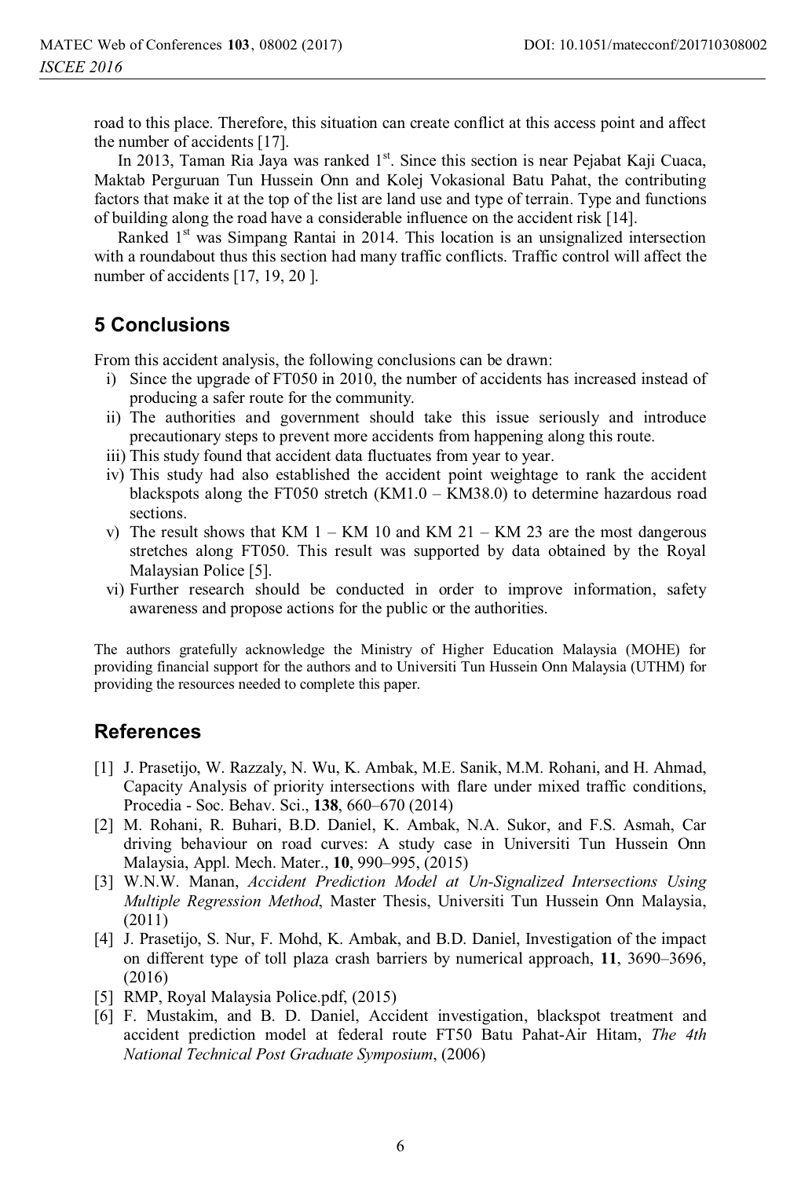road to this place. Therefore, this situation can create conflict at this access point and affect the number of accidents [17].

In 2013, Taman Ria Jaya was ranked 1st. Since this section is near Pejabat Kaji Cuaca, Maktab Perguruan Tun Hussein Onn and Kolej Vokasional Batu Pahat, the contributing factors that make it at the top of the list are land use and type of terrain. Type and functions of building along the road have a considerable influence on the accident risk [14].

Ranked 1st was Simpang Rantai in 2014. This location is an unsignalized intersection with a roundabout thus this section had many traffic conflicts. Traffic control will affect the number of accidents [17, 19, 20 ].

## 5 Conclusions

From this accident analysis, the following conclusions can be drawn:

- i) Since the upgrade of FT050 in 2010, the number of accidents has increased instead of producing a safer route for the community.
- ii) The authorities and government should take this issue seriously and introduce precautionary steps to prevent more accidents from happening along this route.
- iii) This study found that accident data fluctuates from year to year.
- iv) This study had also established the accident point weightage to rank the accident blackspots along the FT050 stretch (KM1.0 – KM38.0) to determine hazardous road sections.
- v) The result shows that KM 1 – KM 10 and KM 21 – KM 23 are the most dangerous stretches along FT050. This result was supported by data obtained by the Royal Malaysian Police [5].
- vi) Further research should be conducted in order to improve information, safety awareness and propose actions for the public or the authorities.

The authors gratefully acknowledge the Ministry of Higher Education Malaysia (MOHE) for providing financial support for the authors and to Universiti Tun Hussein Onn Malaysia (UTHM) for providing the resources needed to complete this paper.

## References

[1] J. Prasetijo, W. Razzaly, N. Wu, K. Ambak, M.E. Sanik, M.M. Rohani, and H. Ahmad, Capacity Analysis of priority intersections with flare under mixed traffic conditions, Procedia - Soc. Behav. Sci., **138**, 660–670 (2014)

[2] M. Rohani, R. Buhari, B.D. Daniel, K. Ambak, N.A. Sukor, and F.S. Asmah, Car driving behaviour on road curves: A study case in Universiti Tun Hussein Onn Malaysia, Appl. Mech. Mater., **10**, 990–995, (2015)

[3] W.N.W. Manan, *Accident Prediction Model at Un-Signalized Intersections Using Multiple Regression Method*, Master Thesis, Universiti Tun Hussein Onn Malaysia, (2011)

[4] J. Prasetijo, S. Nur, F. Mohd, K. Ambak, and B.D. Daniel, Investigation of the impact on different type of toll plaza crash barriers by numerical approach, **11**, 3690–3696, (2016)

[5] RMP, Royal Malaysia Police.pdf, (2015)

[6] F. Mustakim, and B. D. Daniel, Accident investigation, blackspot treatment and accident prediction model at federal route FT50 Batu Pahat-Air Hitam, *The 4th National Technical Post Graduate Symposium*, (2006)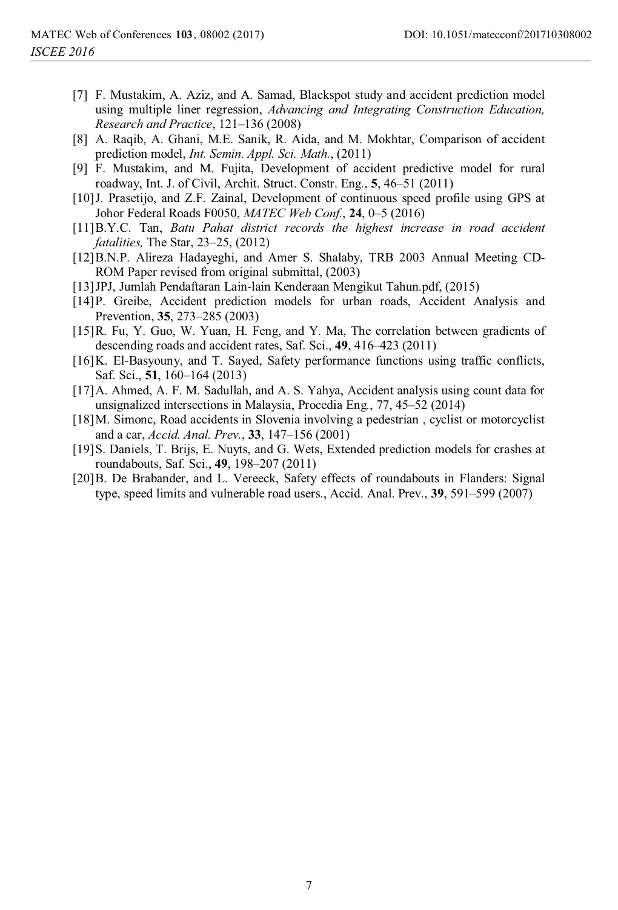[7] F. Mustakim, A. Aziz, and A. Samad, Blackspot study and accident prediction model using multiple liner regression, *Advancing and Integrating Construction Education, Research and Practice*, 121–136 (2008)

[8] A. Raqib, A. Ghani, M.E. Sanik, R. Aida, and M. Mokhtar, Comparison of accident prediction model, *Int. Semin. Appl. Sci. Math.*, (2011)

[9] F. Mustakim, and M. Fujita, Development of accident predictive model for rural roadway, Int. J. of Civil, Archit. Struct. Constr. Eng., **5**, 46–51 (2011)

[10] J. Prasetijo, and Z.F. Zainal, Development of continuous speed profile using GPS at Johor Federal Roads F0050, *MATEC Web Conf.*, **24**, 0–5 (2016)

[11] B.Y.C. Tan, *Batu Pahat district records the highest increase in road accident fatalities,* The Star, 23–25, (2012)

[12] B.N.P. Alireza Hadayeghi, and Amer S. Shalaby, TRB 2003 Annual Meeting CD-ROM Paper revised from original submittal, (2003)

[13] JPJ, Jumlah Pendaftaran Lain-lain Kenderaan Mengikut Tahun.pdf, (2015)

[14] P. Greibe, Accident prediction models for urban roads, Accident Analysis and Prevention, **35**, 273–285 (2003)

[15] R. Fu, Y. Guo, W. Yuan, H. Feng, and Y. Ma, The correlation between gradients of descending roads and accident rates, Saf. Sci., **49**, 416–423 (2011)

[16] K. El-Basyouny, and T. Sayed, Safety performance functions using traffic conflicts, Saf. Sci., **51**, 160–164 (2013)

[17] A. Ahmed, A. F. M. Sadullah, and A. S. Yahya, Accident analysis using count data for unsignalized intersections in Malaysia, Procedia Eng., 77, 45–52 (2014)

[18] M. Simonc, Road accidents in Slovenia involving a pedestrian , cyclist or motorcyclist and a car, *Accid. Anal. Prev.*, **33**, 147–156 (2001)

[19] S. Daniels, T. Brijs, E. Nuyts, and G. Wets, Extended prediction models for crashes at roundabouts, Saf. Sci., **49**, 198–207 (2011)

[20] B. De Brabander, and L. Vereeck, Safety effects of roundabouts in Flanders: Signal type, speed limits and vulnerable road users., Accid. Anal. Prev., **39**, 591–599 (2007)